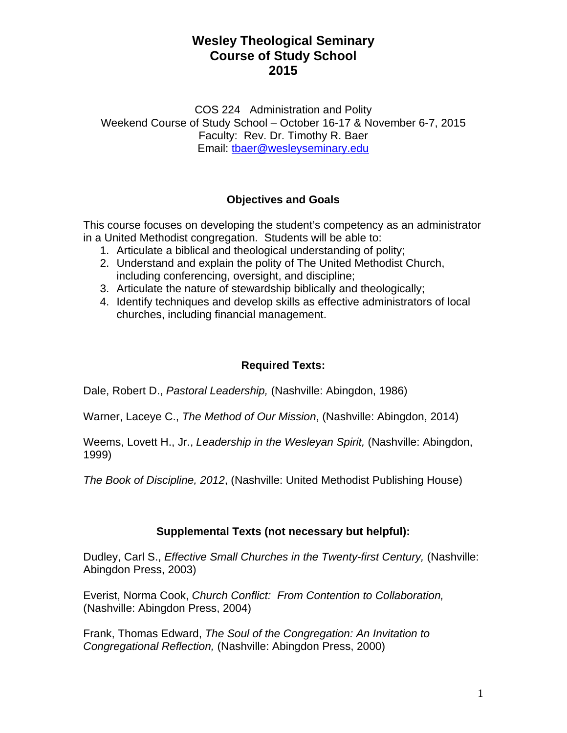# Wesley Theological Seminary
# Course of Study School
# 2015

COS 224 Administration and Polity
Weekend Course of Study School – October 16-17 & November 6-7, 2015
Faculty: Rev. Dr. Timothy R. Baer
Email: tbaer@wesleyseminary.edu

## Objectives and Goals

This course focuses on developing the student's competency as an administrator in a United Methodist congregation. Students will be able to:

1. Articulate a biblical and theological understanding of polity;
2. Understand and explain the polity of The United Methodist Church, including conferencing, oversight, and discipline;
3. Articulate the nature of stewardship biblically and theologically;
4. Identify techniques and develop skills as effective administrators of local churches, including financial management.

## Required Texts:

Dale, Robert D., *Pastoral Leadership,* (Nashville: Abingdon, 1986)

Warner, Laceye C., *The Method of Our Mission*, (Nashville: Abingdon, 2014)

Weems, Lovett H., Jr., *Leadership in the Wesleyan Spirit,* (Nashville: Abingdon, 1999)

*The Book of Discipline, 2012*, (Nashville: United Methodist Publishing House)

## Supplemental Texts (not necessary but helpful):

Dudley, Carl S., *Effective Small Churches in the Twenty-first Century,* (Nashville: Abingdon Press, 2003)

Everist, Norma Cook, *Church Conflict: From Contention to Collaboration,* (Nashville: Abingdon Press, 2004)

Frank, Thomas Edward, *The Soul of the Congregation: An Invitation to Congregational Reflection,* (Nashville: Abingdon Press, 2000)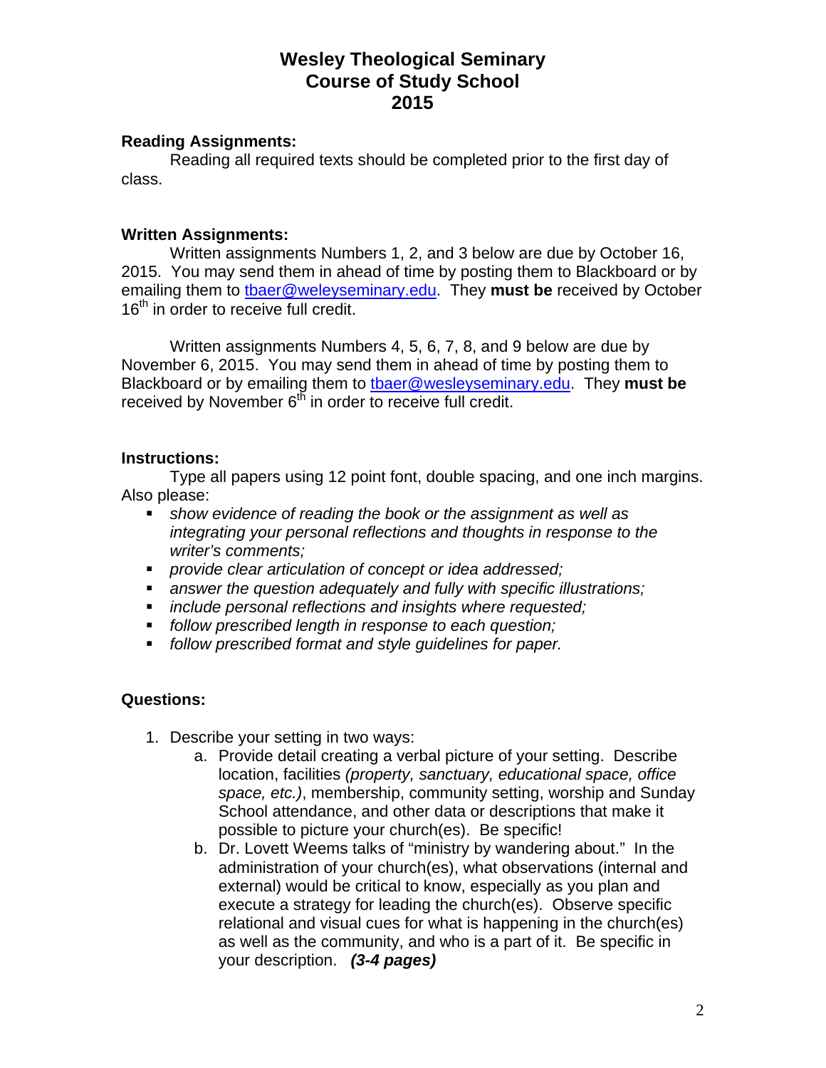# Wesley Theological Seminary
# Course of Study School
# 2015

**Reading Assignments:**

Reading all required texts should be completed prior to the first day of class.

**Written Assignments:**

Written assignments Numbers 1, 2, and 3 below are due by October 16, 2015. You may send them in ahead of time by posting them to Blackboard or by emailing them to tbaer@weleyseminary.edu. They **must be** received by October 16th in order to receive full credit.

Written assignments Numbers 4, 5, 6, 7, 8, and 9 below are due by November 6, 2015. You may send them in ahead of time by posting them to Blackboard or by emailing them to tbaer@wesleyseminary.edu. They **must be** received by November 6th in order to receive full credit.

**Instructions:**

Type all papers using 12 point font, double spacing, and one inch margins. Also please:

- *show evidence of reading the book or the assignment as well as integrating your personal reflections and thoughts in response to the writer's comments;*
- *provide clear articulation of concept or idea addressed;*
- *answer the question adequately and fully with specific illustrations;*
- *include personal reflections and insights where requested;*
- *follow prescribed length in response to each question;*
- *follow prescribed format and style guidelines for paper.*

**Questions:**

1. Describe your setting in two ways:
   a. Provide detail creating a verbal picture of your setting. Describe location, facilities *(property, sanctuary, educational space, office space, etc.)*, membership, community setting, worship and Sunday School attendance, and other data or descriptions that make it possible to picture your church(es). Be specific!
   b. Dr. Lovett Weems talks of "ministry by wandering about." In the administration of your church(es), what observations (internal and external) would be critical to know, especially as you plan and execute a strategy for leading the church(es). Observe specific relational and visual cues for what is happening in the church(es) as well as the community, and who is a part of it. Be specific in your description. ***(3-4 pages)***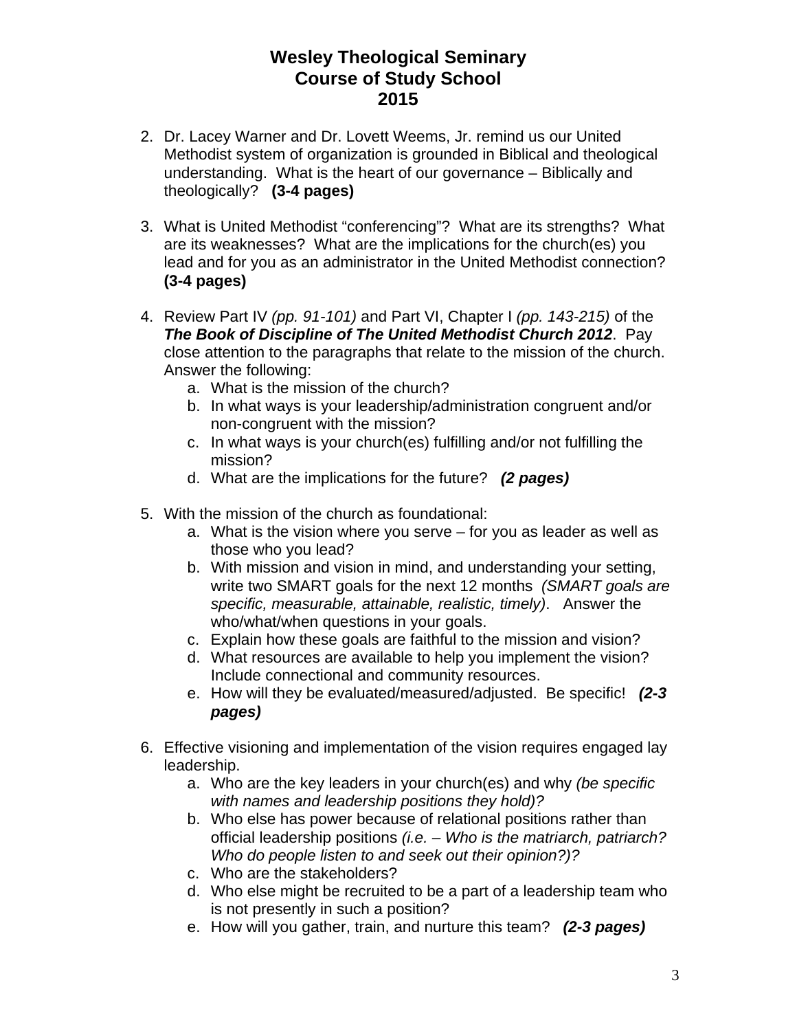# Wesley Theological Seminary
# Course of Study School
# 2015

2. Dr. Lacey Warner and Dr. Lovett Weems, Jr. remind us our United Methodist system of organization is grounded in Biblical and theological understanding. What is the heart of our governance – Biblically and theologically? **(3-4 pages)**

3. What is United Methodist "conferencing"? What are its strengths? What are its weaknesses? What are the implications for the church(es) you lead and for you as an administrator in the United Methodist connection? **(3-4 pages)**

4. Review Part IV *(pp. 91-101)* and Part VI, Chapter I *(pp. 143-215)* of the ***The Book of Discipline of The United Methodist Church 2012***. Pay close attention to the paragraphs that relate to the mission of the church. Answer the following:
   a. What is the mission of the church?
   b. In what ways is your leadership/administration congruent and/or non-congruent with the mission?
   c. In what ways is your church(es) fulfilling and/or not fulfilling the mission?
   d. What are the implications for the future? ***(2 pages)***

5. With the mission of the church as foundational:
   a. What is the vision where you serve – for you as leader as well as those who you lead?
   b. With mission and vision in mind, and understanding your setting, write two SMART goals for the next 12 months *(SMART goals are specific, measurable, attainable, realistic, timely)*. Answer the who/what/when questions in your goals.
   c. Explain how these goals are faithful to the mission and vision?
   d. What resources are available to help you implement the vision? Include connectional and community resources.
   e. How will they be evaluated/measured/adjusted. Be specific! ***(2-3 pages)***

6. Effective visioning and implementation of the vision requires engaged lay leadership.
   a. Who are the key leaders in your church(es) and why *(be specific with names and leadership positions they hold)?*
   b. Who else has power because of relational positions rather than official leadership positions *(i.e. – Who is the matriarch, patriarch? Who do people listen to and seek out their opinion?)?*
   c. Who are the stakeholders?
   d. Who else might be recruited to be a part of a leadership team who is not presently in such a position?
   e. How will you gather, train, and nurture this team? ***(2-3 pages)***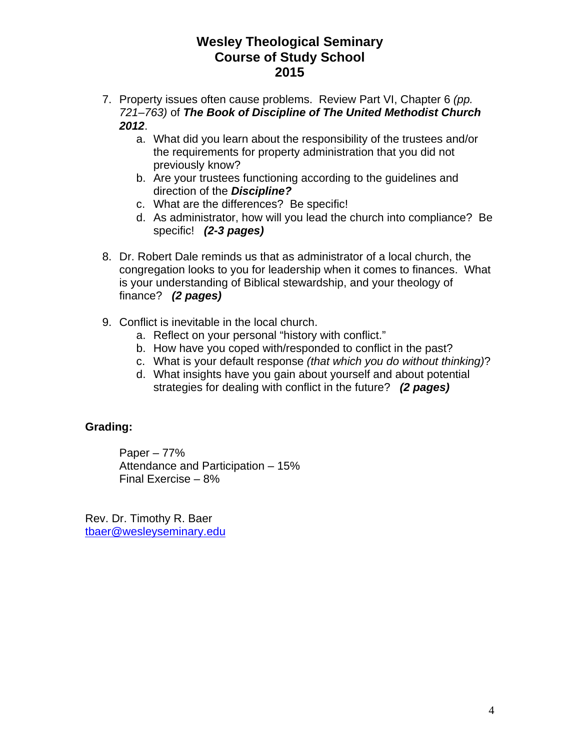7. Property issues often cause problems. Review Part VI, Chapter 6 *(pp. 721–763)* of ***The Book of Discipline of The United Methodist Church 2012***.
   a. What did you learn about the responsibility of the trustees and/or the requirements for property administration that you did not previously know?
   b. Are your trustees functioning according to the guidelines and direction of the ***Discipline?***
   c. What are the differences? Be specific!
   d. As administrator, how will you lead the church into compliance? Be specific! ***(2-3 pages)***

8. Dr. Robert Dale reminds us that as administrator of a local church, the congregation looks to you for leadership when it comes to finances. What is your understanding of Biblical stewardship, and your theology of finance? ***(2 pages)***

9. Conflict is inevitable in the local church.
   a. Reflect on your personal "history with conflict."
   b. How have you coped with/responded to conflict in the past?
   c. What is your default response *(that which you do without thinking)*?
   d. What insights have you gain about yourself and about potential strategies for dealing with conflict in the future? ***(2 pages)***

**Grading:**

Paper – 77%
Attendance and Participation – 15%
Final Exercise – 8%

Rev. Dr. Timothy R. Baer
tbaer@wesleyseminary.edu